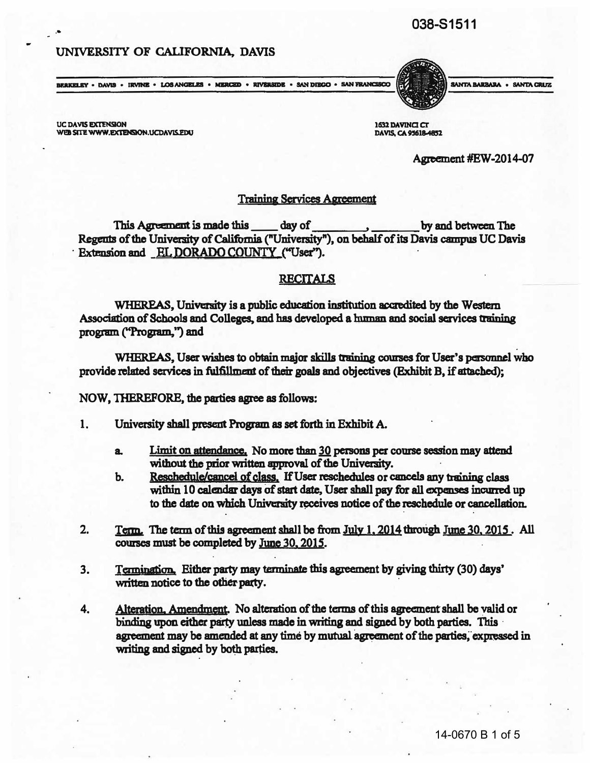038-S1511

UNIVERSITY OF CALIFORNIA, DAVIS

BERKELEY • DAVIS • IRVINE • LOS ANGELES • MERCED • RIVERSIDE • SAN DIEGO • SAN FRANCISCO SANTA BARBARA • SANTA CRUZ

UC DAVIS EXTENSION
WEB SITE WWW.EXTENSION.UCDAVIS.EDU

1632 DAVINCI CT
DAVIS, CA 95618-4852

Agreement #EW-2014-07

## Training Services Agreement

This Agreement is made this ____ day of _________, ________ by and between The Regents of the University of California ("University"), on behalf of its Davis campus UC Davis Extension and EL DORADO COUNTY ("User").

## RECITALS

WHEREAS, University is a public education institution accredited by the Western Association of Schools and Colleges, and has developed a human and social services training program ("Program,") and

WHEREAS, User wishes to obtain major skills training courses for User's personnel who provide related services in fulfillment of their goals and objectives (Exhibit B, if attached);

NOW, THEREFORE, the parties agree as follows:

1. University shall present Program as set forth in Exhibit A.
   a. Limit on attendance. No more than 30 persons per course session may attend without the prior written approval of the University.
   b. Reschedule/cancel of class. If User reschedules or cancels any training class within 10 calendar days of start date, User shall pay for all expenses incurred up to the date on which University receives notice of the reschedule or cancellation.
2. Term. The term of this agreement shall be from July 1, 2014 through June 30, 2015. All courses must be completed by June 30, 2015.
3. Termination. Either party may terminate this agreement by giving thirty (30) days' written notice to the other party.
4. Alteration, Amendment. No alteration of the terms of this agreement shall be valid or binding upon either party unless made in writing and signed by both parties. This agreement may be amended at any time by mutual agreement of the parties, expressed in writing and signed by both parties.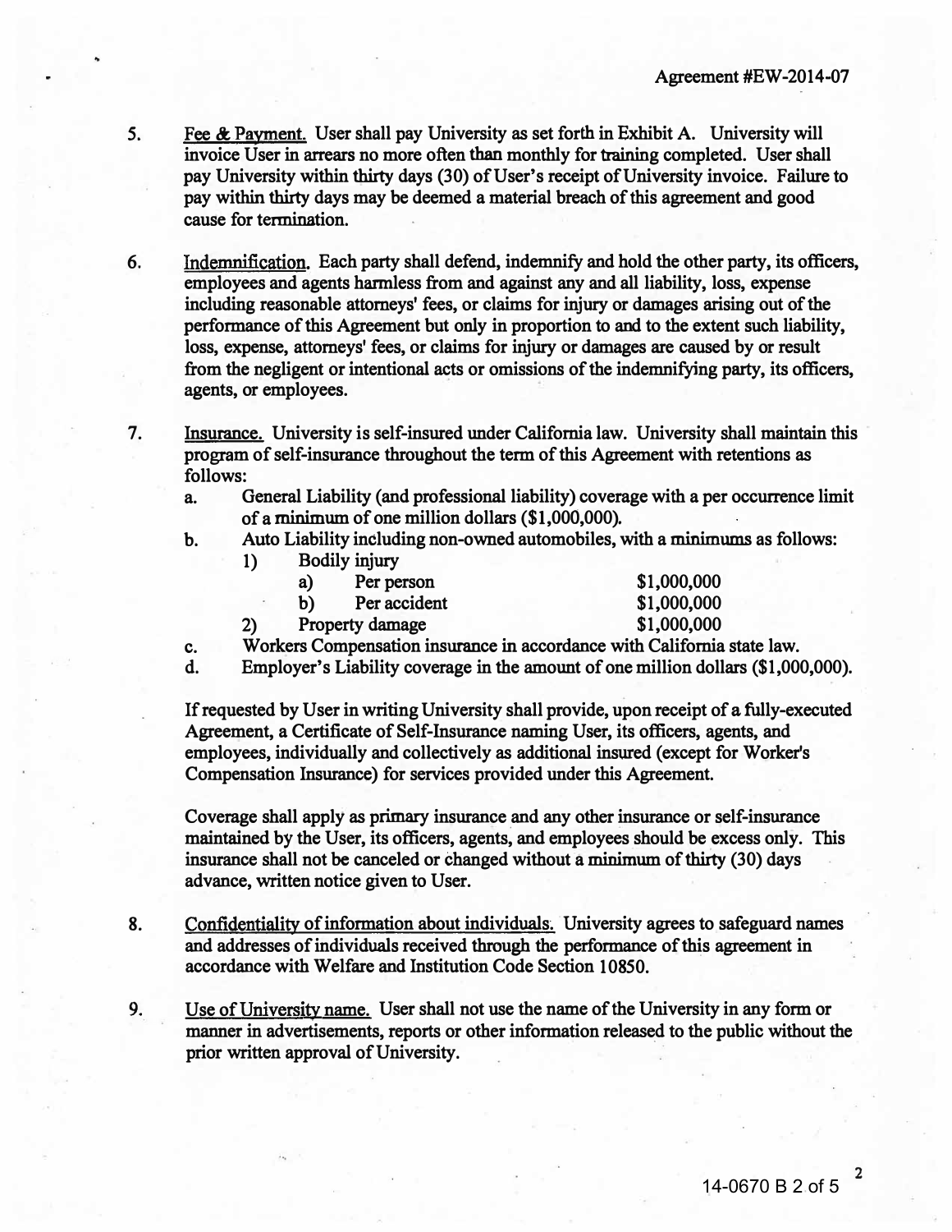Agreement #EW-2014-07

5. Fee & Payment. User shall pay University as set forth in Exhibit A. University will invoice User in arrears no more often than monthly for training completed. User shall pay University within thirty days (30) of User's receipt of University invoice. Failure to pay within thirty days may be deemed a material breach of this agreement and good cause for termination.

6. Indemnification. Each party shall defend, indemnify and hold the other party, its officers, employees and agents harmless from and against any and all liability, loss, expense including reasonable attorneys' fees, or claims for injury or damages arising out of the performance of this Agreement but only in proportion to and to the extent such liability, loss, expense, attorneys' fees, or claims for injury or damages are caused by or result from the negligent or intentional acts or omissions of the indemnifying party, its officers, agents, or employees.

7. Insurance. University is self-insured under California law. University shall maintain this program of self-insurance throughout the term of this Agreement with retentions as follows:
   a. General Liability (and professional liability) coverage with a per occurrence limit of a minimum of one million dollars ($1,000,000).
   b. Auto Liability including non-owned automobiles, with a minimums as follows:
      1) Bodily injury
         a) Per person $1,000,000
         b) Per accident $1,000,000
      2) Property damage $1,000,000
   c. Workers Compensation insurance in accordance with California state law.
   d. Employer's Liability coverage in the amount of one million dollars ($1,000,000).

   If requested by User in writing University shall provide, upon receipt of a fully-executed Agreement, a Certificate of Self-Insurance naming User, its officers, agents, and employees, individually and collectively as additional insured (except for Worker's Compensation Insurance) for services provided under this Agreement.

   Coverage shall apply as primary insurance and any other insurance or self-insurance maintained by the User, its officers, agents, and employees should be excess only. This insurance shall not be canceled or changed without a minimum of thirty (30) days advance, written notice given to User.

8. Confidentiality of information about individuals. University agrees to safeguard names and addresses of individuals received through the performance of this agreement in accordance with Welfare and Institution Code Section 10850.

9. Use of University name. User shall not use the name of the University in any form or manner in advertisements, reports or other information released to the public without the prior written approval of University.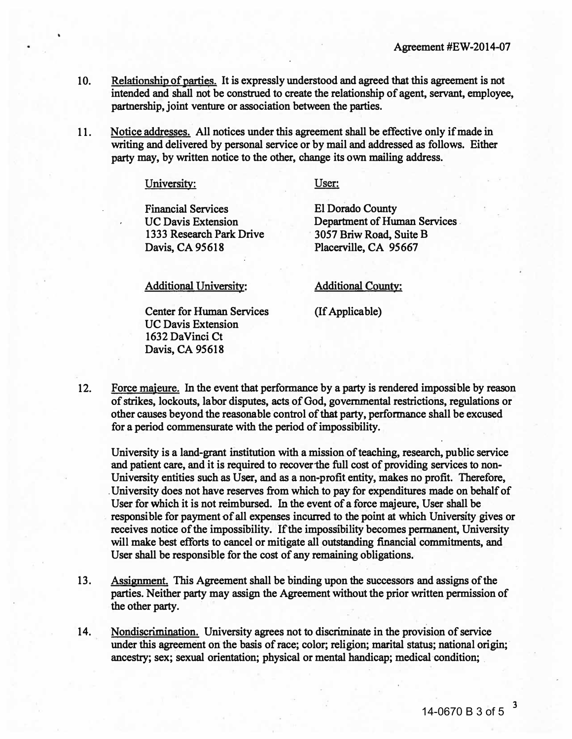10. Relationship of parties. It is expressly understood and agreed that this agreement is not intended and shall not be construed to create the relationship of agent, servant, employee, partnership, joint venture or association between the parties.

11. Notice addresses. All notices under this agreement shall be effective only if made in writing and delivered by personal service or by mail and addressed as follows. Either party may, by written notice to the other, change its own mailing address.

| University: | User: |
| --- | --- |
| Financial Services<br>UC Davis Extension<br>1333 Research Park Drive<br>Davis, CA 95618 | El Dorado County<br>Department of Human Services<br>3057 Briw Road, Suite B<br>Placerville, CA 95667 |
| Additional University: | Additional County: |
| Center for Human Services<br>UC Davis Extension<br>1632 DaVinci Ct<br>Davis, CA 95618 | (If Applicable) |

12. Force majeure. In the event that performance by a party is rendered impossible by reason of strikes, lockouts, labor disputes, acts of God, governmental restrictions, regulations or other causes beyond the reasonable control of that party, performance shall be excused for a period commensurate with the period of impossibility.

    University is a land-grant institution with a mission of teaching, research, public service and patient care, and it is required to recover the full cost of providing services to non-University entities such as User, and as a non-profit entity, makes no profit. Therefore, University does not have reserves from which to pay for expenditures made on behalf of User for which it is not reimbursed. In the event of a force majeure, User shall be responsible for payment of all expenses incurred to the point at which University gives or receives notice of the impossibility. If the impossibility becomes permanent, University will make best efforts to cancel or mitigate all outstanding financial commitments, and User shall be responsible for the cost of any remaining obligations.

13. Assignment. This Agreement shall be binding upon the successors and assigns of the parties. Neither party may assign the Agreement without the prior written permission of the other party.

14. Nondiscrimination. University agrees not to discriminate in the provision of service under this agreement on the basis of race; color; religion; marital status; national origin; ancestry; sex; sexual orientation; physical or mental handicap; medical condition;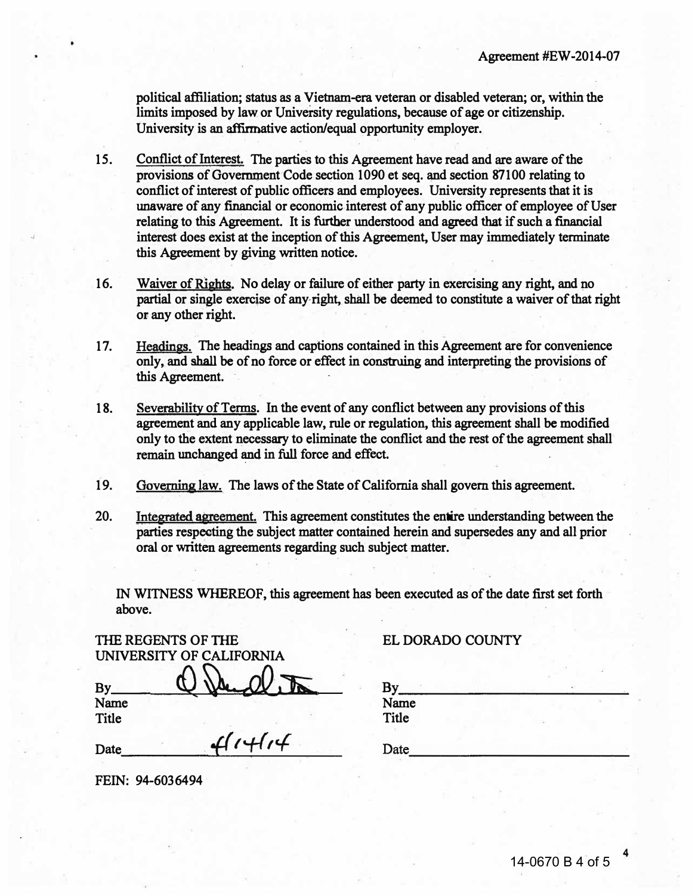political affiliation; status as a Vietnam-era veteran or disabled veteran; or, within the limits imposed by law or University regulations, because of age or citizenship. University is an affirmative action/equal opportunity employer.

15. Conflict of Interest. The parties to this Agreement have read and are aware of the provisions of Government Code section 1090 et seq. and section 87100 relating to conflict of interest of public officers and employees. University represents that it is unaware of any financial or economic interest of any public officer of employee of User relating to this Agreement. It is further understood and agreed that if such a financial interest does exist at the inception of this Agreement, User may immediately terminate this Agreement by giving written notice.

16. Waiver of Rights. No delay or failure of either party in exercising any right, and no partial or single exercise of any right, shall be deemed to constitute a waiver of that right or any other right.

17. Headings. The headings and captions contained in this Agreement are for convenience only, and shall be of no force or effect in construing and interpreting the provisions of this Agreement.

18. Severability of Terms. In the event of any conflict between any provisions of this agreement and any applicable law, rule or regulation, this agreement shall be modified only to the extent necessary to eliminate the conflict and the rest of the agreement shall remain unchanged and in full force and effect.

19. Governing law. The laws of the State of California shall govern this agreement.

20. Integrated agreement. This agreement constitutes the entire understanding between the parties respecting the subject matter contained herein and supersedes any and all prior oral or written agreements regarding such subject matter.

IN WITNESS WHEREOF, this agreement has been executed as of the date first set forth above.

| THE REGENTS OF THE UNIVERSITY OF CALIFORNIA | EL DORADO COUNTY |
|---|---|
| By [signature] | By |
| Name | Name |
| Title | Title |
| Date 4/14/14 | Date |

FEIN: 94-6036494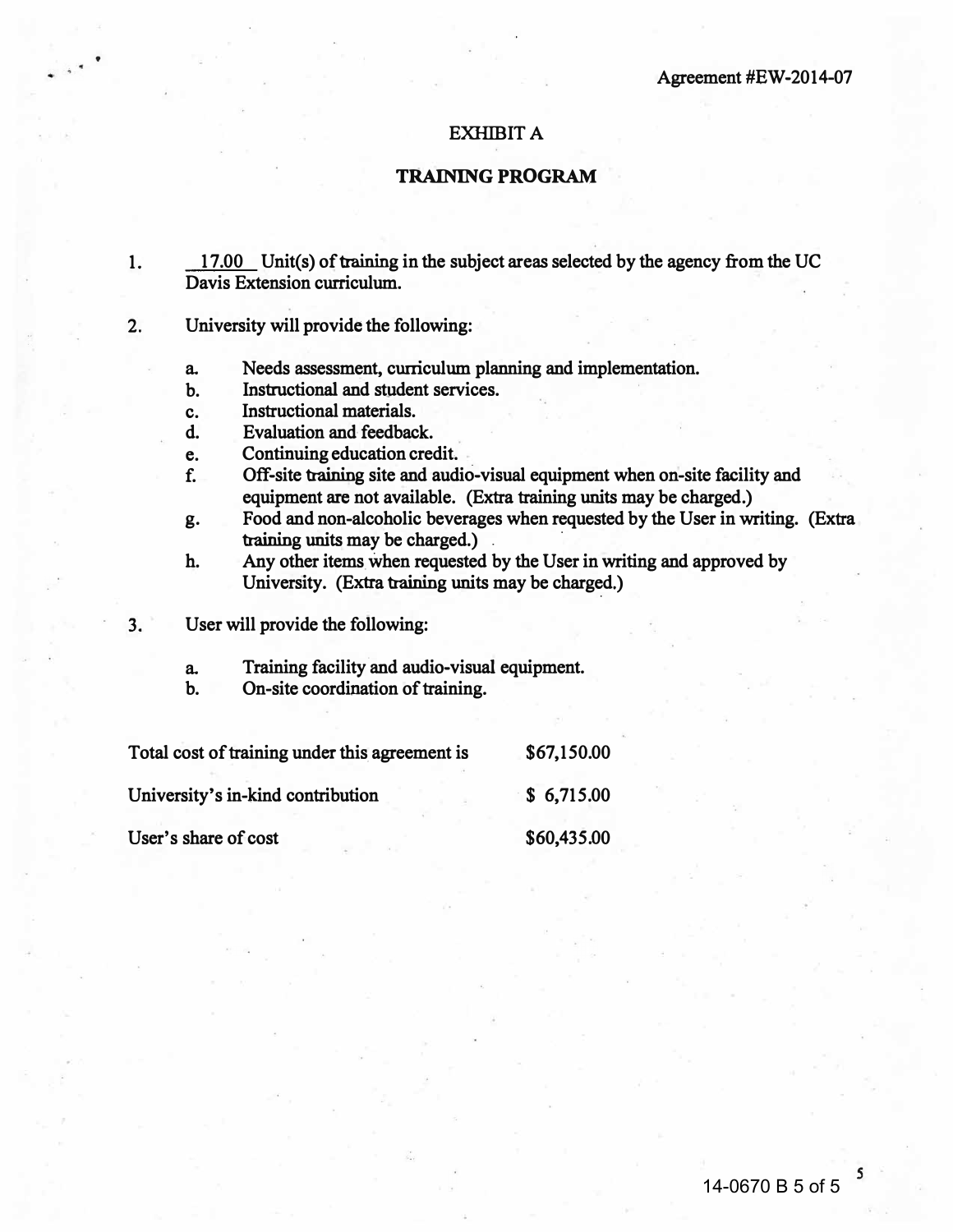Agreement #EW-2014-07

# EXHIBIT A

## TRAINING PROGRAM

1. __17.00__ Unit(s) of training in the subject areas selected by the agency from the UC Davis Extension curriculum.

2. University will provide the following:

   a. Needs assessment, curriculum planning and implementation.
   b. Instructional and student services.
   c. Instructional materials.
   d. Evaluation and feedback.
   e. Continuing education credit.
   f. Off-site training site and audio-visual equipment when on-site facility and equipment are not available. (Extra training units may be charged.)
   g. Food and non-alcoholic beverages when requested by the User in writing. (Extra training units may be charged.)
   h. Any other items when requested by the User in writing and approved by University. (Extra training units may be charged.)

3. User will provide the following:

   a. Training facility and audio-visual equipment.
   b. On-site coordination of training.

| | |
|---|---|
| Total cost of training under this agreement is | $67,150.00 |
| University's in-kind contribution | $ 6,715.00 |
| User's share of cost | $60,435.00 |